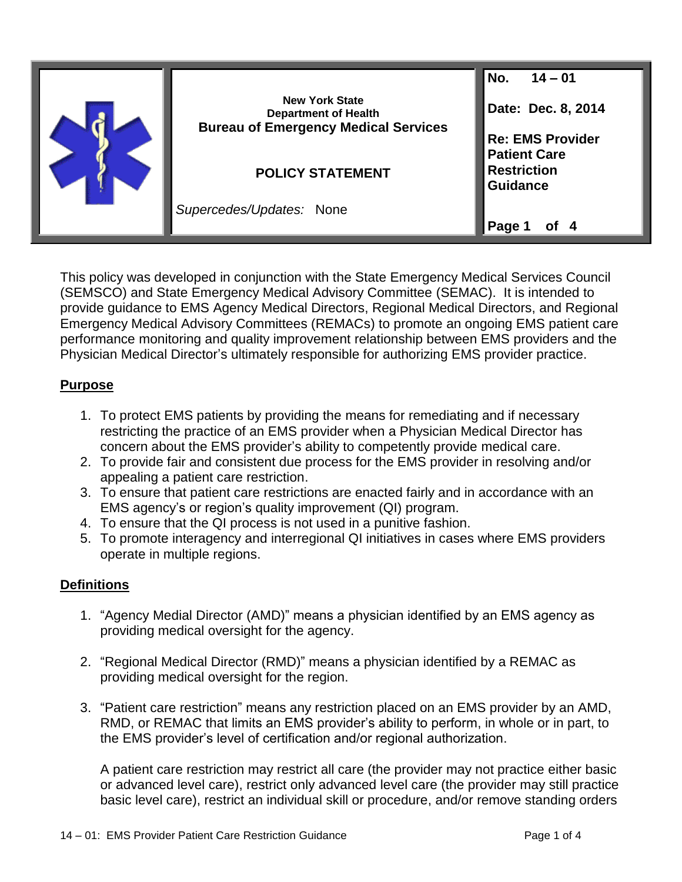| | New York State<br>Department of Health<br>**Bureau of Emergency Medical Services**<br><br>**POLICY STATEMENT**<br><br>*Supercedes/Updates:* None | **No. 14 – 01**<br><br>**Date: Dec. 8, 2014**<br><br>**Re: EMS Provider Patient Care Restriction Guidance**<br><br>**Page 1 of 4** |
|---|---|---|

This policy was developed in conjunction with the State Emergency Medical Services Council (SEMSCO) and State Emergency Medical Advisory Committee (SEMAC). It is intended to provide guidance to EMS Agency Medical Directors, Regional Medical Directors, and Regional Emergency Medical Advisory Committees (REMACs) to promote an ongoing EMS patient care performance monitoring and quality improvement relationship between EMS providers and the Physician Medical Director's ultimately responsible for authorizing EMS provider practice.

## Purpose

1. To protect EMS patients by providing the means for remediating and if necessary restricting the practice of an EMS provider when a Physician Medical Director has concern about the EMS provider's ability to competently provide medical care.
2. To provide fair and consistent due process for the EMS provider in resolving and/or appealing a patient care restriction.
3. To ensure that patient care restrictions are enacted fairly and in accordance with an EMS agency's or region's quality improvement (QI) program.
4. To ensure that the QI process is not used in a punitive fashion.
5. To promote interagency and interregional QI initiatives in cases where EMS providers operate in multiple regions.

## Definitions

1. "Agency Medial Director (AMD)" means a physician identified by an EMS agency as providing medical oversight for the agency.

2. "Regional Medical Director (RMD)" means a physician identified by a REMAC as providing medical oversight for the region.

3. "Patient care restriction" means any restriction placed on an EMS provider by an AMD, RMD, or REMAC that limits an EMS provider's ability to perform, in whole or in part, to the EMS provider's level of certification and/or regional authorization.

   A patient care restriction may restrict all care (the provider may not practice either basic or advanced level care), restrict only advanced level care (the provider may still practice basic level care), restrict an individual skill or procedure, and/or remove standing orders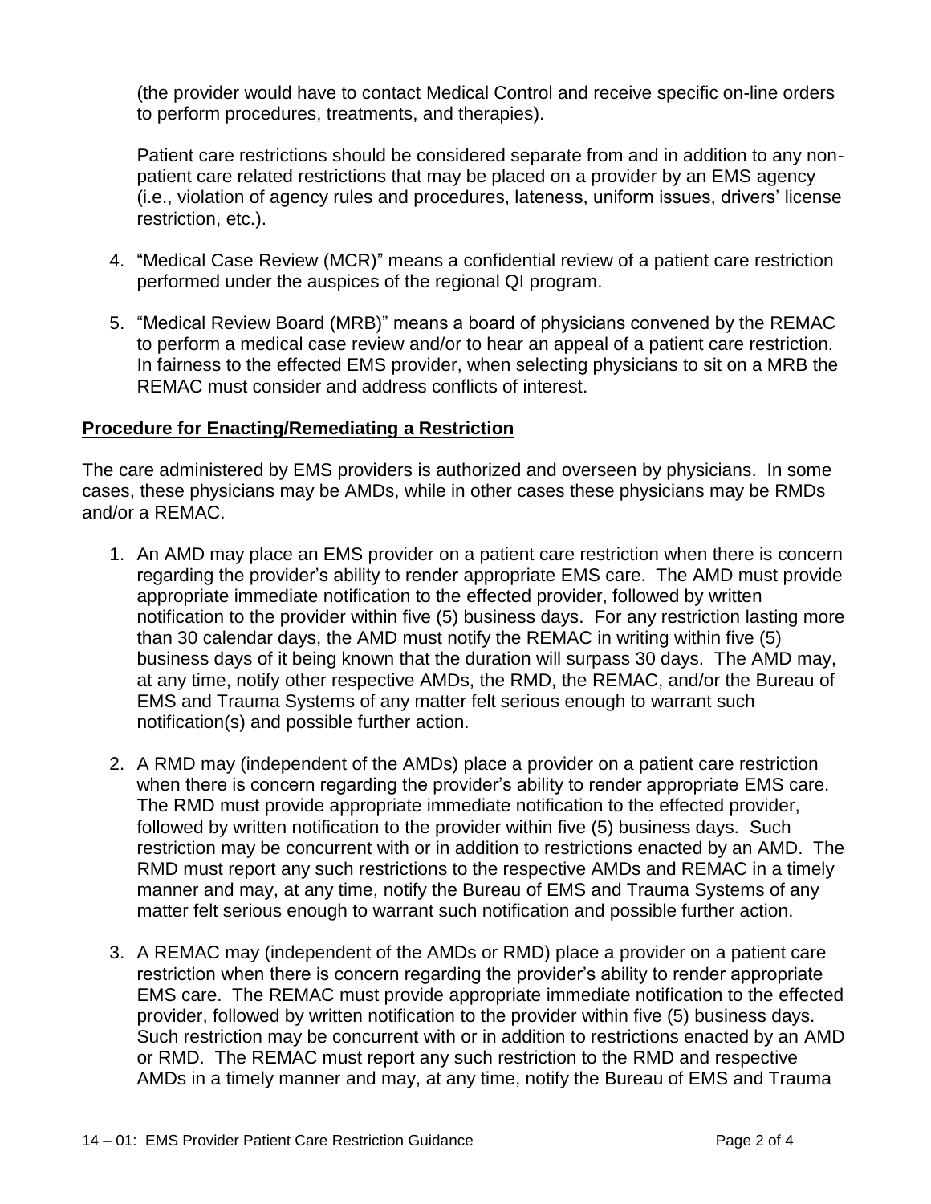(the provider would have to contact Medical Control and receive specific on-line orders to perform procedures, treatments, and therapies).

Patient care restrictions should be considered separate from and in addition to any non-patient care related restrictions that may be placed on a provider by an EMS agency (i.e., violation of agency rules and procedures, lateness, uniform issues, drivers' license restriction, etc.).

4. "Medical Case Review (MCR)" means a confidential review of a patient care restriction performed under the auspices of the regional QI program.

5. "Medical Review Board (MRB)" means a board of physicians convened by the REMAC to perform a medical case review and/or to hear an appeal of a patient care restriction. In fairness to the effected EMS provider, when selecting physicians to sit on a MRB the REMAC must consider and address conflicts of interest.

**Procedure for Enacting/Remediating a Restriction**

The care administered by EMS providers is authorized and overseen by physicians. In some cases, these physicians may be AMDs, while in other cases these physicians may be RMDs and/or a REMAC.

1. An AMD may place an EMS provider on a patient care restriction when there is concern regarding the provider's ability to render appropriate EMS care. The AMD must provide appropriate immediate notification to the effected provider, followed by written notification to the provider within five (5) business days. For any restriction lasting more than 30 calendar days, the AMD must notify the REMAC in writing within five (5) business days of it being known that the duration will surpass 30 days. The AMD may, at any time, notify other respective AMDs, the RMD, the REMAC, and/or the Bureau of EMS and Trauma Systems of any matter felt serious enough to warrant such notification(s) and possible further action.

2. A RMD may (independent of the AMDs) place a provider on a patient care restriction when there is concern regarding the provider's ability to render appropriate EMS care. The RMD must provide appropriate immediate notification to the effected provider, followed by written notification to the provider within five (5) business days. Such restriction may be concurrent with or in addition to restrictions enacted by an AMD. The RMD must report any such restrictions to the respective AMDs and REMAC in a timely manner and may, at any time, notify the Bureau of EMS and Trauma Systems of any matter felt serious enough to warrant such notification and possible further action.

3. A REMAC may (independent of the AMDs or RMD) place a provider on a patient care restriction when there is concern regarding the provider's ability to render appropriate EMS care. The REMAC must provide appropriate immediate notification to the effected provider, followed by written notification to the provider within five (5) business days. Such restriction may be concurrent with or in addition to restrictions enacted by an AMD or RMD. The REMAC must report any such restriction to the RMD and respective AMDs in a timely manner and may, at any time, notify the Bureau of EMS and Trauma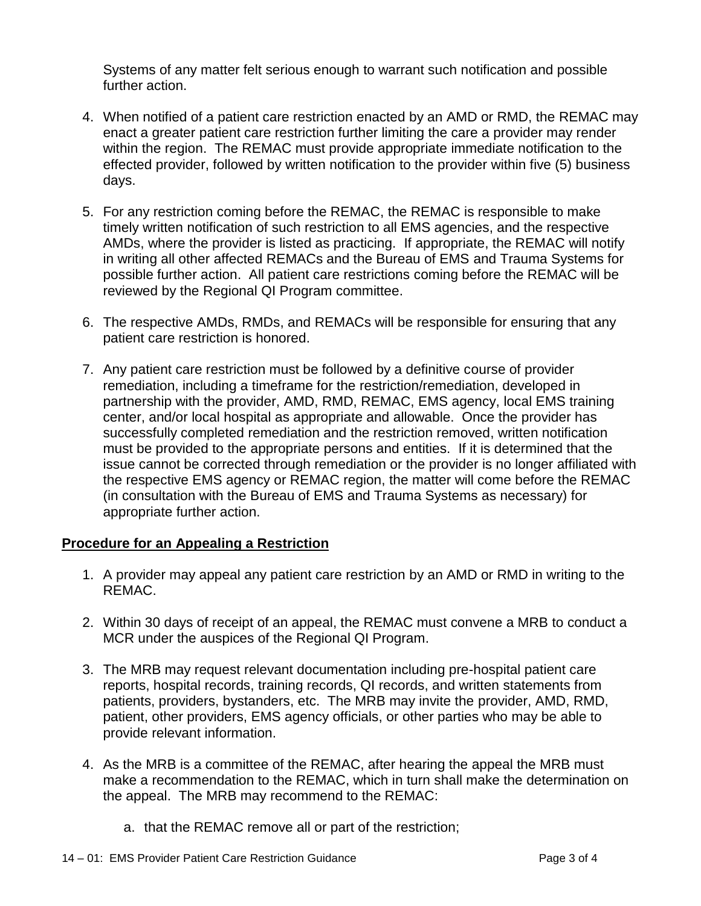Systems of any matter felt serious enough to warrant such notification and possible further action.

4. When notified of a patient care restriction enacted by an AMD or RMD, the REMAC may enact a greater patient care restriction further limiting the care a provider may render within the region. The REMAC must provide appropriate immediate notification to the effected provider, followed by written notification to the provider within five (5) business days.

5. For any restriction coming before the REMAC, the REMAC is responsible to make timely written notification of such restriction to all EMS agencies, and the respective AMDs, where the provider is listed as practicing. If appropriate, the REMAC will notify in writing all other affected REMACs and the Bureau of EMS and Trauma Systems for possible further action. All patient care restrictions coming before the REMAC will be reviewed by the Regional QI Program committee.

6. The respective AMDs, RMDs, and REMACs will be responsible for ensuring that any patient care restriction is honored.

7. Any patient care restriction must be followed by a definitive course of provider remediation, including a timeframe for the restriction/remediation, developed in partnership with the provider, AMD, RMD, REMAC, EMS agency, local EMS training center, and/or local hospital as appropriate and allowable. Once the provider has successfully completed remediation and the restriction removed, written notification must be provided to the appropriate persons and entities. If it is determined that the issue cannot be corrected through remediation or the provider is no longer affiliated with the respective EMS agency or REMAC region, the matter will come before the REMAC (in consultation with the Bureau of EMS and Trauma Systems as necessary) for appropriate further action.

**<u>Procedure for an Appealing a Restriction</u>**

1. A provider may appeal any patient care restriction by an AMD or RMD in writing to the REMAC.

2. Within 30 days of receipt of an appeal, the REMAC must convene a MRB to conduct a MCR under the auspices of the Regional QI Program.

3. The MRB may request relevant documentation including pre-hospital patient care reports, hospital records, training records, QI records, and written statements from patients, providers, bystanders, etc. The MRB may invite the provider, AMD, RMD, patient, other providers, EMS agency officials, or other parties who may be able to provide relevant information.

4. As the MRB is a committee of the REMAC, after hearing the appeal the MRB must make a recommendation to the REMAC, which in turn shall make the determination on the appeal. The MRB may recommend to the REMAC:

    a. that the REMAC remove all or part of the restriction;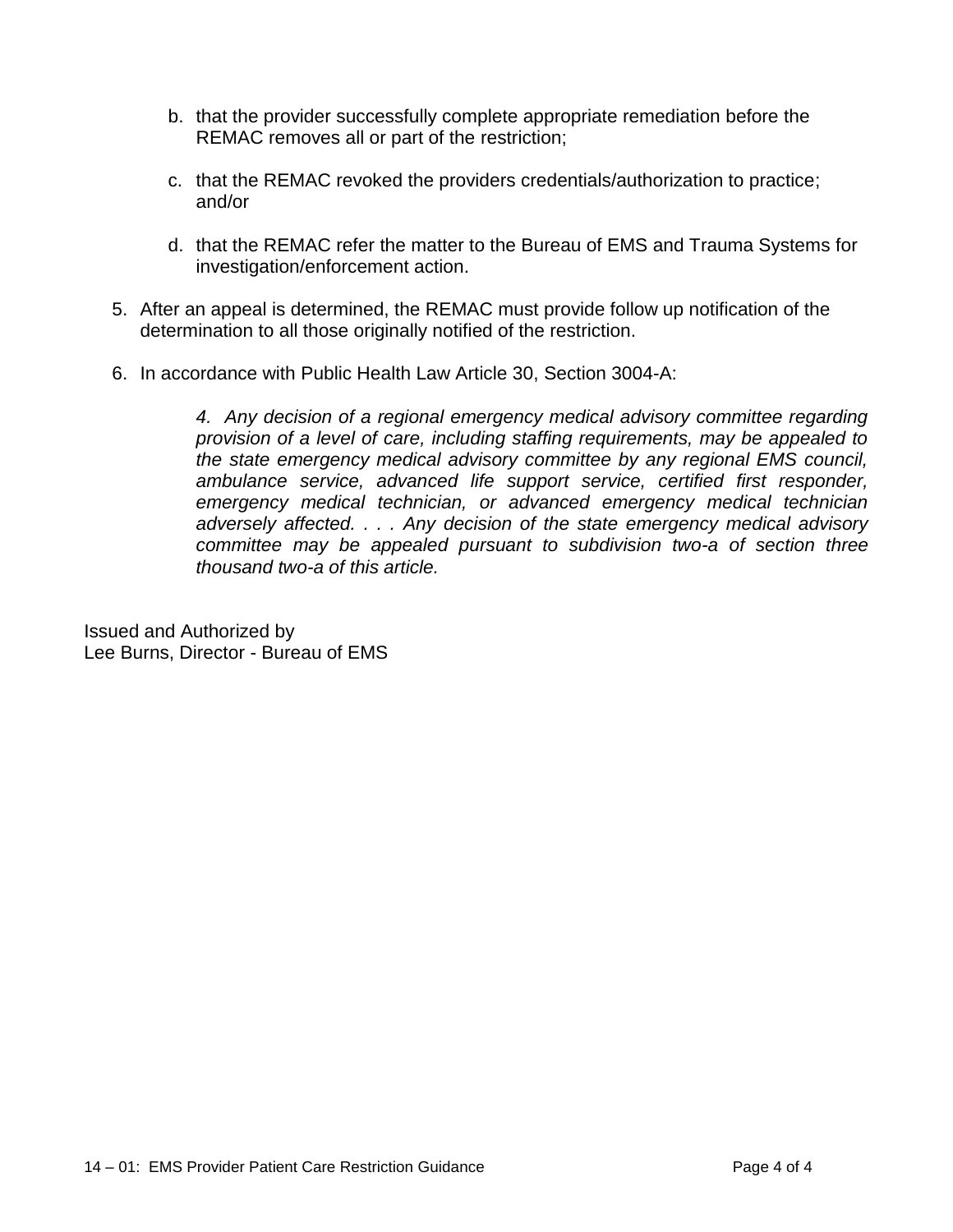b. that the provider successfully complete appropriate remediation before the REMAC removes all or part of the restriction;

   c. that the REMAC revoked the providers credentials/authorization to practice; and/or

   d. that the REMAC refer the matter to the Bureau of EMS and Trauma Systems for investigation/enforcement action.

5. After an appeal is determined, the REMAC must provide follow up notification of the determination to all those originally notified of the restriction.

6. In accordance with Public Health Law Article 30, Section 3004-A:

   > *4. Any decision of a regional emergency medical advisory committee regarding provision of a level of care, including staffing requirements, may be appealed to the state emergency medical advisory committee by any regional EMS council, ambulance service, advanced life support service, certified first responder, emergency medical technician, or advanced emergency medical technician adversely affected. . . . Any decision of the state emergency medical advisory committee may be appealed pursuant to subdivision two-a of section three thousand two-a of this article.*

Issued and Authorized by
Lee Burns, Director - Bureau of EMS